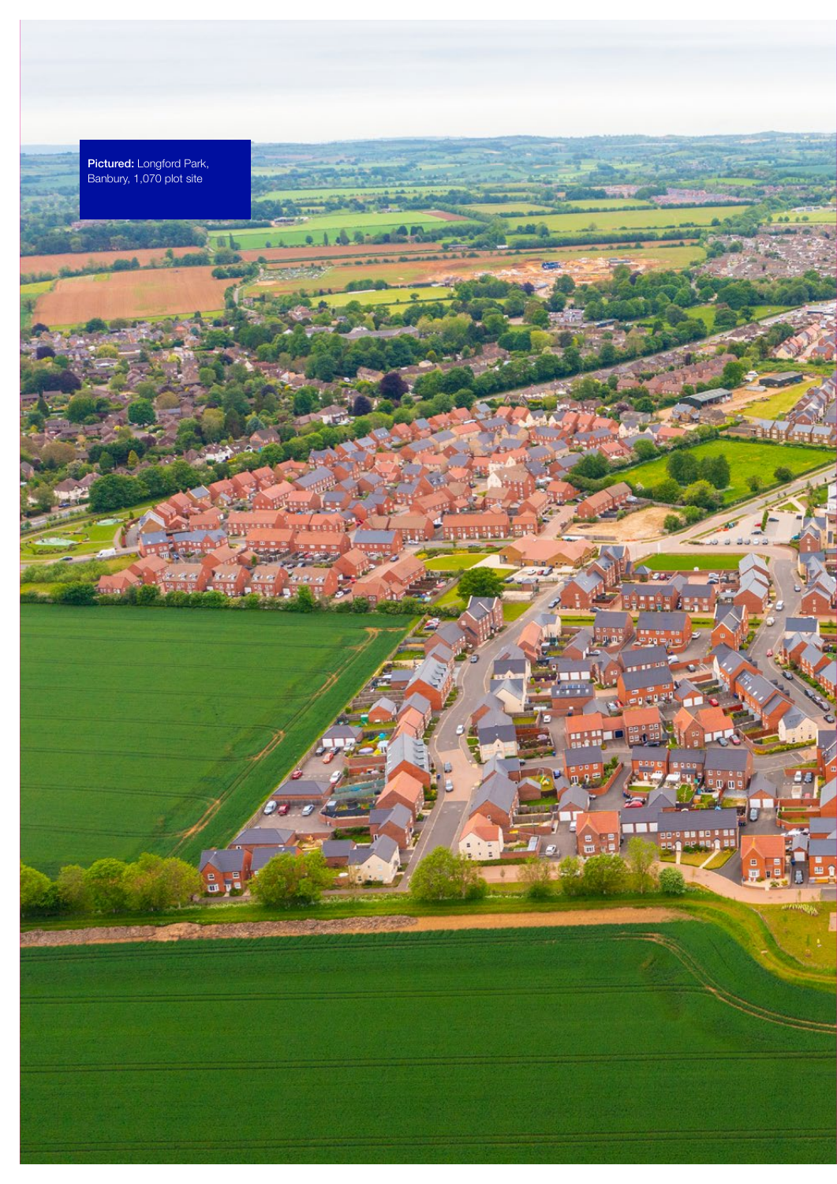**Pictured:** Longford Park, Banbury, 1,070 plot site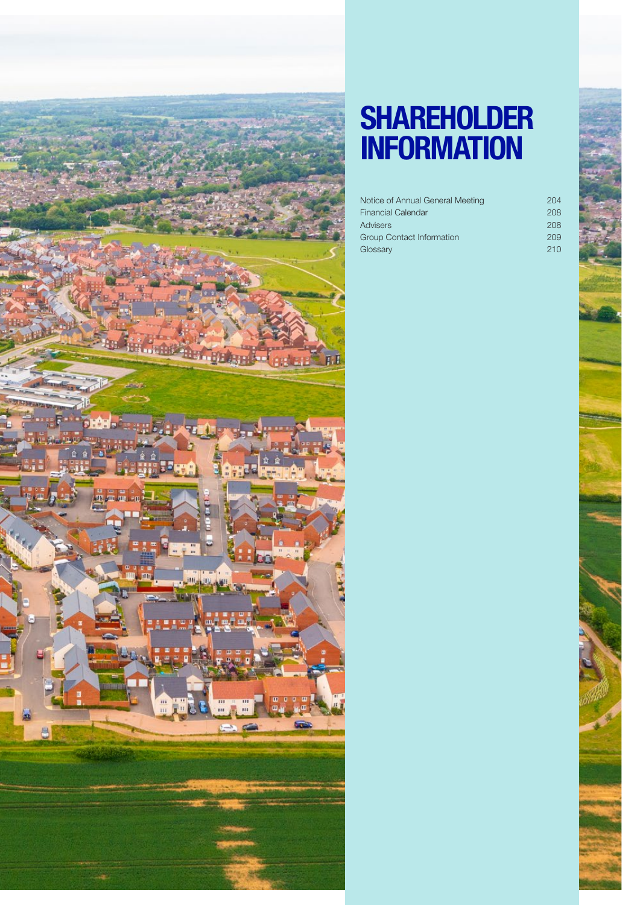# SHAREHOLDER INFORMATION

| | |
|---|---|
| Notice of Annual General Meeting | 204 |
| Financial Calendar | 208 |
| Advisers | 208 |
| Group Contact Information | 209 |
| Glossary | 210 |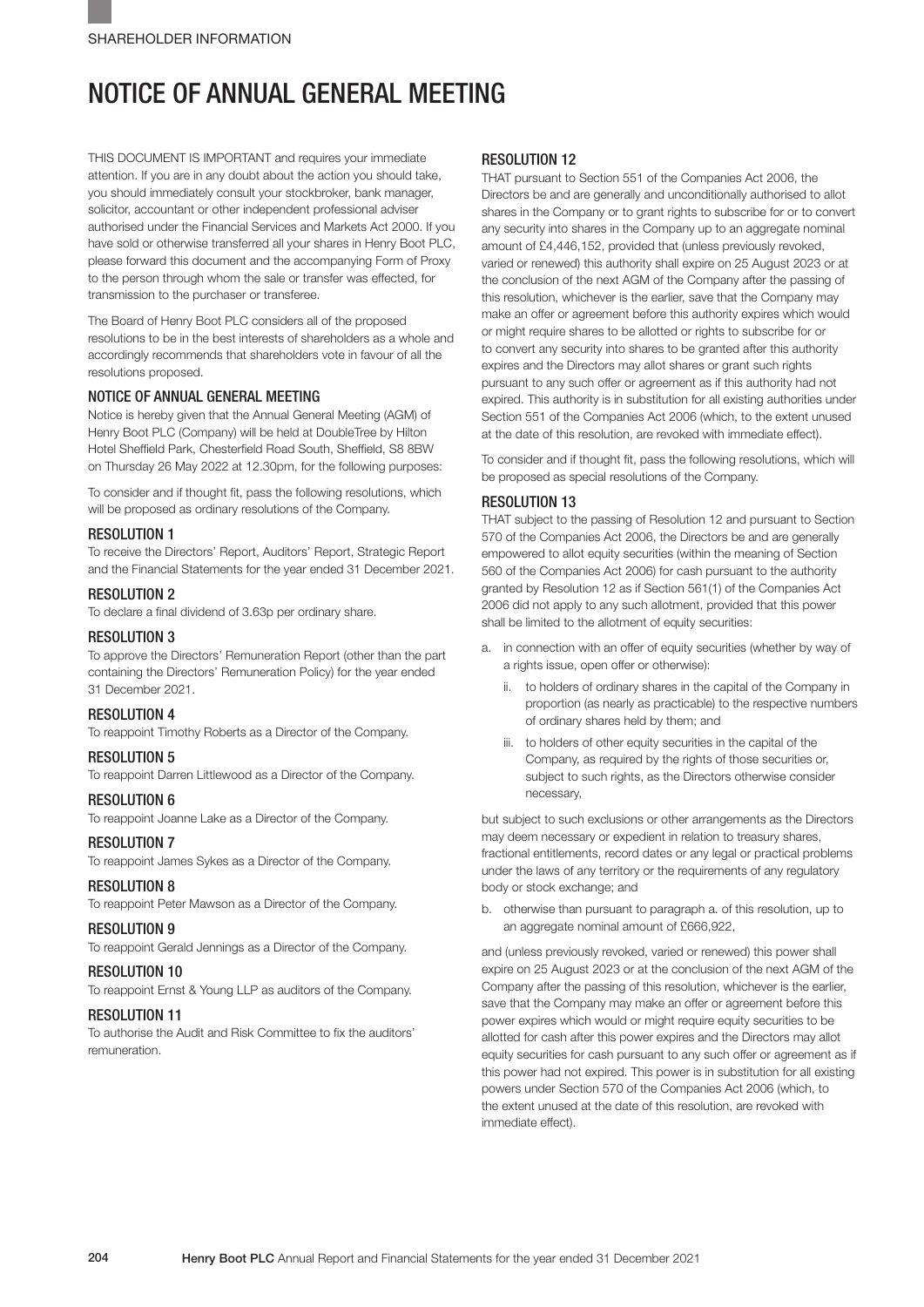# NOTICE OF ANNUAL GENERAL MEETING

THIS DOCUMENT IS IMPORTANT and requires your immediate attention. If you are in any doubt about the action you should take, you should immediately consult your stockbroker, bank manager, solicitor, accountant or other independent professional adviser authorised under the Financial Services and Markets Act 2000. If you have sold or otherwise transferred all your shares in Henry Boot PLC, please forward this document and the accompanying Form of Proxy to the person through whom the sale or transfer was effected, for transmission to the purchaser or transferee.

The Board of Henry Boot PLC considers all of the proposed resolutions to be in the best interests of shareholders as a whole and accordingly recommends that shareholders vote in favour of all the resolutions proposed.

## NOTICE OF ANNUAL GENERAL MEETING

Notice is hereby given that the Annual General Meeting (AGM) of Henry Boot PLC (Company) will be held at DoubleTree by Hilton Hotel Sheffield Park, Chesterfield Road South, Sheffield, S8 8BW on Thursday 26 May 2022 at 12.30pm, for the following purposes:

To consider and if thought fit, pass the following resolutions, which will be proposed as ordinary resolutions of the Company.

### RESOLUTION 1

To receive the Directors' Report, Auditors' Report, Strategic Report and the Financial Statements for the year ended 31 December 2021.

### RESOLUTION 2

To declare a final dividend of 3.63p per ordinary share.

### RESOLUTION 3

To approve the Directors' Remuneration Report (other than the part containing the Directors' Remuneration Policy) for the year ended 31 December 2021.

### RESOLUTION 4

To reappoint Timothy Roberts as a Director of the Company.

### RESOLUTION 5

To reappoint Darren Littlewood as a Director of the Company.

### RESOLUTION 6

To reappoint Joanne Lake as a Director of the Company.

### RESOLUTION 7

To reappoint James Sykes as a Director of the Company.

### RESOLUTION 8

To reappoint Peter Mawson as a Director of the Company.

### RESOLUTION 9

To reappoint Gerald Jennings as a Director of the Company.

### RESOLUTION 10

To reappoint Ernst & Young LLP as auditors of the Company.

### RESOLUTION 11

To authorise the Audit and Risk Committee to fix the auditors' remuneration.

### RESOLUTION 12

THAT pursuant to Section 551 of the Companies Act 2006, the Directors be and are generally and unconditionally authorised to allot shares in the Company or to grant rights to subscribe for or to convert any security into shares in the Company up to an aggregate nominal amount of £4,446,152, provided that (unless previously revoked, varied or renewed) this authority shall expire on 25 August 2023 or at the conclusion of the next AGM of the Company after the passing of this resolution, whichever is the earlier, save that the Company may make an offer or agreement before this authority expires which would or might require shares to be allotted or rights to subscribe for or to convert any security into shares to be granted after this authority expires and the Directors may allot shares or grant such rights pursuant to any such offer or agreement as if this authority had not expired. This authority is in substitution for all existing authorities under Section 551 of the Companies Act 2006 (which, to the extent unused at the date of this resolution, are revoked with immediate effect).

To consider and if thought fit, pass the following resolutions, which will be proposed as special resolutions of the Company.

### RESOLUTION 13

THAT subject to the passing of Resolution 12 and pursuant to Section 570 of the Companies Act 2006, the Directors be and are generally empowered to allot equity securities (within the meaning of Section 560 of the Companies Act 2006) for cash pursuant to the authority granted by Resolution 12 as if Section 561(1) of the Companies Act 2006 did not apply to any such allotment, provided that this power shall be limited to the allotment of equity securities:

a. in connection with an offer of equity securities (whether by way of a rights issue, open offer or otherwise):
   - ii. to holders of ordinary shares in the capital of the Company in proportion (as nearly as practicable) to the respective numbers of ordinary shares held by them; and
   - iii. to holders of other equity securities in the capital of the Company, as required by the rights of those securities or, subject to such rights, as the Directors otherwise consider necessary,

but subject to such exclusions or other arrangements as the Directors may deem necessary or expedient in relation to treasury shares, fractional entitlements, record dates or any legal or practical problems under the laws of any territory or the requirements of any regulatory body or stock exchange; and

b. otherwise than pursuant to paragraph a. of this resolution, up to an aggregate nominal amount of £666,922,

and (unless previously revoked, varied or renewed) this power shall expire on 25 August 2023 or at the conclusion of the next AGM of the Company after the passing of this resolution, whichever is the earlier, save that the Company may make an offer or agreement before this power expires which would or might require equity securities to be allotted for cash after this power expires and the Directors may allot equity securities for cash pursuant to any such offer or agreement as if this power had not expired. This power is in substitution for all existing powers under Section 570 of the Companies Act 2006 (which, to the extent unused at the date of this resolution, are revoked with immediate effect).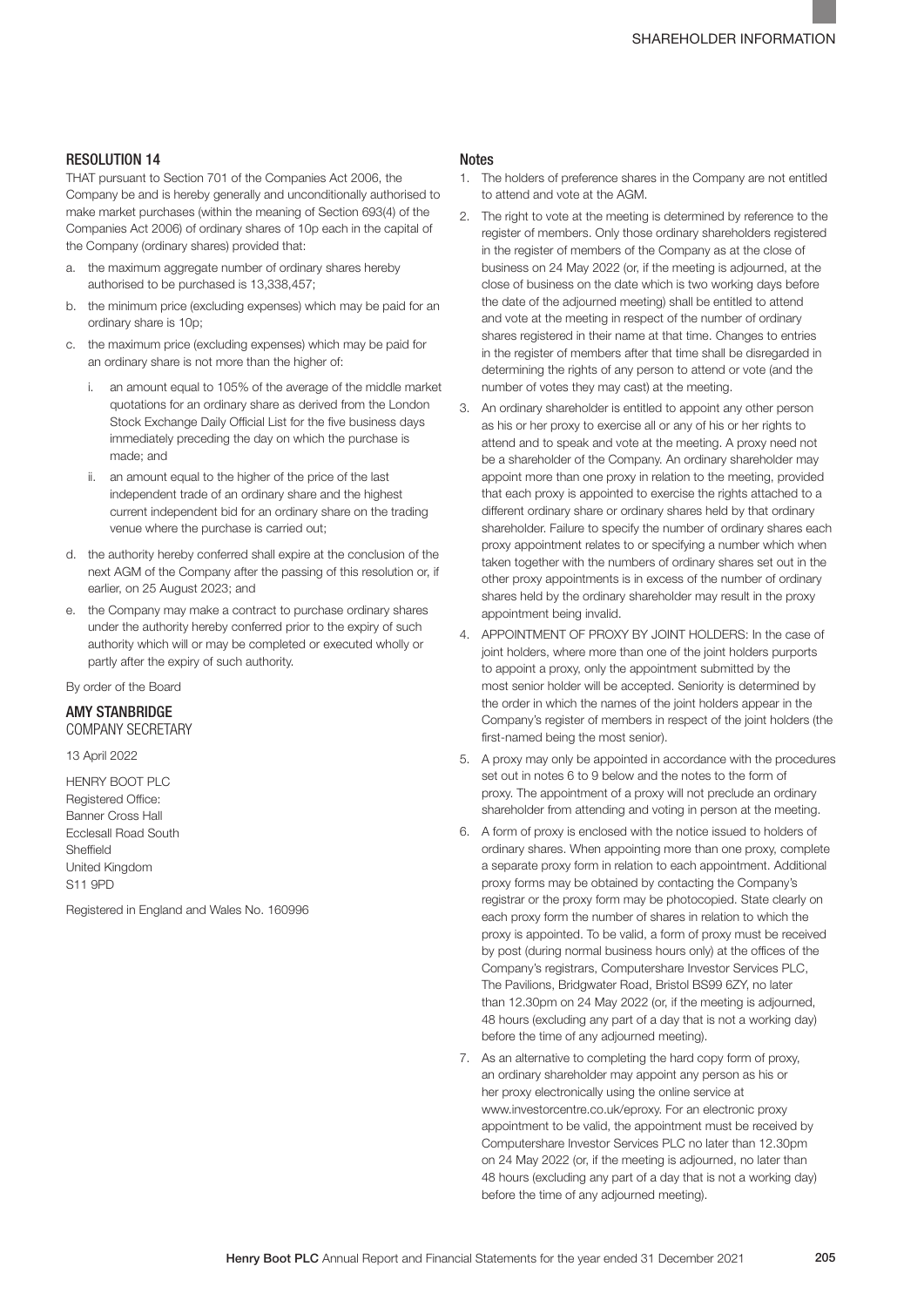### RESOLUTION 14

THAT pursuant to Section 701 of the Companies Act 2006, the Company be and is hereby generally and unconditionally authorised to make market purchases (within the meaning of Section 693(4) of the Companies Act 2006) of ordinary shares of 10p each in the capital of the Company (ordinary shares) provided that:

a. the maximum aggregate number of ordinary shares hereby authorised to be purchased is 13,338,457;
b. the minimum price (excluding expenses) which may be paid for an ordinary share is 10p;
c. the maximum price (excluding expenses) which may be paid for an ordinary share is not more than the higher of:
    i. an amount equal to 105% of the average of the middle market quotations for an ordinary share as derived from the London Stock Exchange Daily Official List for the five business days immediately preceding the day on which the purchase is made; and
    ii. an amount equal to the higher of the price of the last independent trade of an ordinary share and the highest current independent bid for an ordinary share on the trading venue where the purchase is carried out;
d. the authority hereby conferred shall expire at the conclusion of the next AGM of the Company after the passing of this resolution or, if earlier, on 25 August 2023; and
e. the Company may make a contract to purchase ordinary shares under the authority hereby conferred prior to the expiry of such authority which will or may be completed or executed wholly or partly after the expiry of such authority.

By order of the Board

**AMY STANBRIDGE**
COMPANY SECRETARY

13 April 2022

HENRY BOOT PLC
Registered Office:
Banner Cross Hall
Ecclesall Road South
Sheffield
United Kingdom
S11 9PD

Registered in England and Wales No. 160996

### Notes

1. The holders of preference shares in the Company are not entitled to attend and vote at the AGM.
2. The right to vote at the meeting is determined by reference to the register of members. Only those ordinary shareholders registered in the register of members of the Company as at the close of business on 24 May 2022 (or, if the meeting is adjourned, at the close of business on the date which is two working days before the date of the adjourned meeting) shall be entitled to attend and vote at the meeting in respect of the number of ordinary shares registered in their name at that time. Changes to entries in the register of members after that time shall be disregarded in determining the rights of any person to attend or vote (and the number of votes they may cast) at the meeting.
3. An ordinary shareholder is entitled to appoint any other person as his or her proxy to exercise all or any of his or her rights to attend and to speak and vote at the meeting. A proxy need not be a shareholder of the Company. An ordinary shareholder may appoint more than one proxy in relation to the meeting, provided that each proxy is appointed to exercise the rights attached to a different ordinary share or ordinary shares held by that ordinary shareholder. Failure to specify the number of ordinary shares each proxy appointment relates to or specifying a number which when taken together with the numbers of ordinary shares set out in the other proxy appointments is in excess of the number of ordinary shares held by the ordinary shareholder may result in the proxy appointment being invalid.
4. APPOINTMENT OF PROXY BY JOINT HOLDERS: In the case of joint holders, where more than one of the joint holders purports to appoint a proxy, only the appointment submitted by the most senior holder will be accepted. Seniority is determined by the order in which the names of the joint holders appear in the Company's register of members in respect of the joint holders (the first-named being the most senior).
5. A proxy may only be appointed in accordance with the procedures set out in notes 6 to 9 below and the notes to the form of proxy. The appointment of a proxy will not preclude an ordinary shareholder from attending and voting in person at the meeting.
6. A form of proxy is enclosed with the notice issued to holders of ordinary shares. When appointing more than one proxy, complete a separate proxy form in relation to each appointment. Additional proxy forms may be obtained by contacting the Company's registrar or the proxy form may be photocopied. State clearly on each proxy form the number of shares in relation to which the proxy is appointed. To be valid, a form of proxy must be received by post (during normal business hours only) at the offices of the Company's registrars, Computershare Investor Services PLC, The Pavilions, Bridgwater Road, Bristol BS99 6ZY, no later than 12.30pm on 24 May 2022 (or, if the meeting is adjourned, 48 hours (excluding any part of a day that is not a working day) before the time of any adjourned meeting).
7. As an alternative to completing the hard copy form of proxy, an ordinary shareholder may appoint any person as his or her proxy electronically using the online service at www.investorcentre.co.uk/eproxy. For an electronic proxy appointment to be valid, the appointment must be received by Computershare Investor Services PLC no later than 12.30pm on 24 May 2022 (or, if the meeting is adjourned, no later than 48 hours (excluding any part of a day that is not a working day) before the time of any adjourned meeting).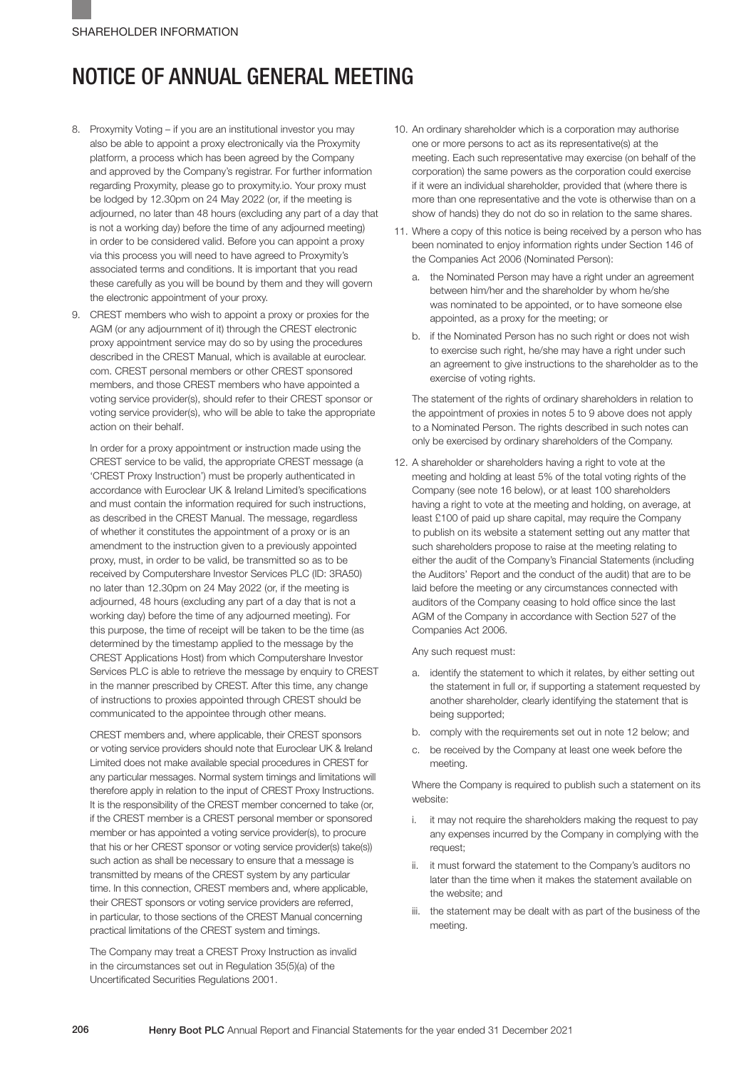# NOTICE OF ANNUAL GENERAL MEETING

8. Proxymity Voting – if you are an institutional investor you may also be able to appoint a proxy electronically via the Proxymity platform, a process which has been agreed by the Company and approved by the Company's registrar. For further information regarding Proxymity, please go to proxymity.io. Your proxy must be lodged by 12.30pm on 24 May 2022 (or, if the meeting is adjourned, no later than 48 hours (excluding any part of a day that is not a working day) before the time of any adjourned meeting) in order to be considered valid. Before you can appoint a proxy via this process you will need to have agreed to Proxymity's associated terms and conditions. It is important that you read these carefully as you will be bound by them and they will govern the electronic appointment of your proxy.

9. CREST members who wish to appoint a proxy or proxies for the AGM (or any adjournment of it) through the CREST electronic proxy appointment service may do so by using the procedures described in the CREST Manual, which is available at euroclear.com. CREST personal members or other CREST sponsored members, and those CREST members who have appointed a voting service provider(s), should refer to their CREST sponsor or voting service provider(s), who will be able to take the appropriate action on their behalf.

   In order for a proxy appointment or instruction made using the CREST service to be valid, the appropriate CREST message (a 'CREST Proxy Instruction') must be properly authenticated in accordance with Euroclear UK & Ireland Limited's specifications and must contain the information required for such instructions, as described in the CREST Manual. The message, regardless of whether it constitutes the appointment of a proxy or is an amendment to the instruction given to a previously appointed proxy, must, in order to be valid, be transmitted so as to be received by Computershare Investor Services PLC (ID: 3RA50) no later than 12.30pm on 24 May 2022 (or, if the meeting is adjourned, 48 hours (excluding any part of a day that is not a working day) before the time of any adjourned meeting). For this purpose, the time of receipt will be taken to be the time (as determined by the timestamp applied to the message by the CREST Applications Host) from which Computershare Investor Services PLC is able to retrieve the message by enquiry to CREST in the manner prescribed by CREST. After this time, any change of instructions to proxies appointed through CREST should be communicated to the appointee through other means.

   CREST members and, where applicable, their CREST sponsors or voting service providers should note that Euroclear UK & Ireland Limited does not make available special procedures in CREST for any particular messages. Normal system timings and limitations will therefore apply in relation to the input of CREST Proxy Instructions. It is the responsibility of the CREST member concerned to take (or, if the CREST member is a CREST personal member or sponsored member or has appointed a voting service provider(s), to procure that his or her CREST sponsor or voting service provider(s) take(s)) such action as shall be necessary to ensure that a message is transmitted by means of the CREST system by any particular time. In this connection, CREST members and, where applicable, their CREST sponsors or voting service providers are referred, in particular, to those sections of the CREST Manual concerning practical limitations of the CREST system and timings.

   The Company may treat a CREST Proxy Instruction as invalid in the circumstances set out in Regulation 35(5)(a) of the Uncertificated Securities Regulations 2001.

10. An ordinary shareholder which is a corporation may authorise one or more persons to act as its representative(s) at the meeting. Each such representative may exercise (on behalf of the corporation) the same powers as the corporation could exercise if it were an individual shareholder, provided that (where there is more than one representative and the vote is otherwise than on a show of hands) they do not do so in relation to the same shares.

11. Where a copy of this notice is being received by a person who has been nominated to enjoy information rights under Section 146 of the Companies Act 2006 (Nominated Person):

    a. the Nominated Person may have a right under an agreement between him/her and the shareholder by whom he/she was nominated to be appointed, or to have someone else appointed, as a proxy for the meeting; or

    b. if the Nominated Person has no such right or does not wish to exercise such right, he/she may have a right under such an agreement to give instructions to the shareholder as to the exercise of voting rights.

    The statement of the rights of ordinary shareholders in relation to the appointment of proxies in notes 5 to 9 above does not apply to a Nominated Person. The rights described in such notes can only be exercised by ordinary shareholders of the Company.

12. A shareholder or shareholders having a right to vote at the meeting and holding at least 5% of the total voting rights of the Company (see note 16 below), or at least 100 shareholders having a right to vote at the meeting and holding, on average, at least £100 of paid up share capital, may require the Company to publish on its website a statement setting out any matter that such shareholders propose to raise at the meeting relating to either the audit of the Company's Financial Statements (including the Auditors' Report and the conduct of the audit) that are to be laid before the meeting or any circumstances connected with auditors of the Company ceasing to hold office since the last AGM of the Company in accordance with Section 527 of the Companies Act 2006.

    Any such request must:

    a. identify the statement to which it relates, by either setting out the statement in full or, if supporting a statement requested by another shareholder, clearly identifying the statement that is being supported;

    b. comply with the requirements set out in note 12 below; and

    c. be received by the Company at least one week before the meeting.

    Where the Company is required to publish such a statement on its website:

    i. it may not require the shareholders making the request to pay any expenses incurred by the Company in complying with the request;

    ii. it must forward the statement to the Company's auditors no later than the time when it makes the statement available on the website; and

    iii. the statement may be dealt with as part of the business of the meeting.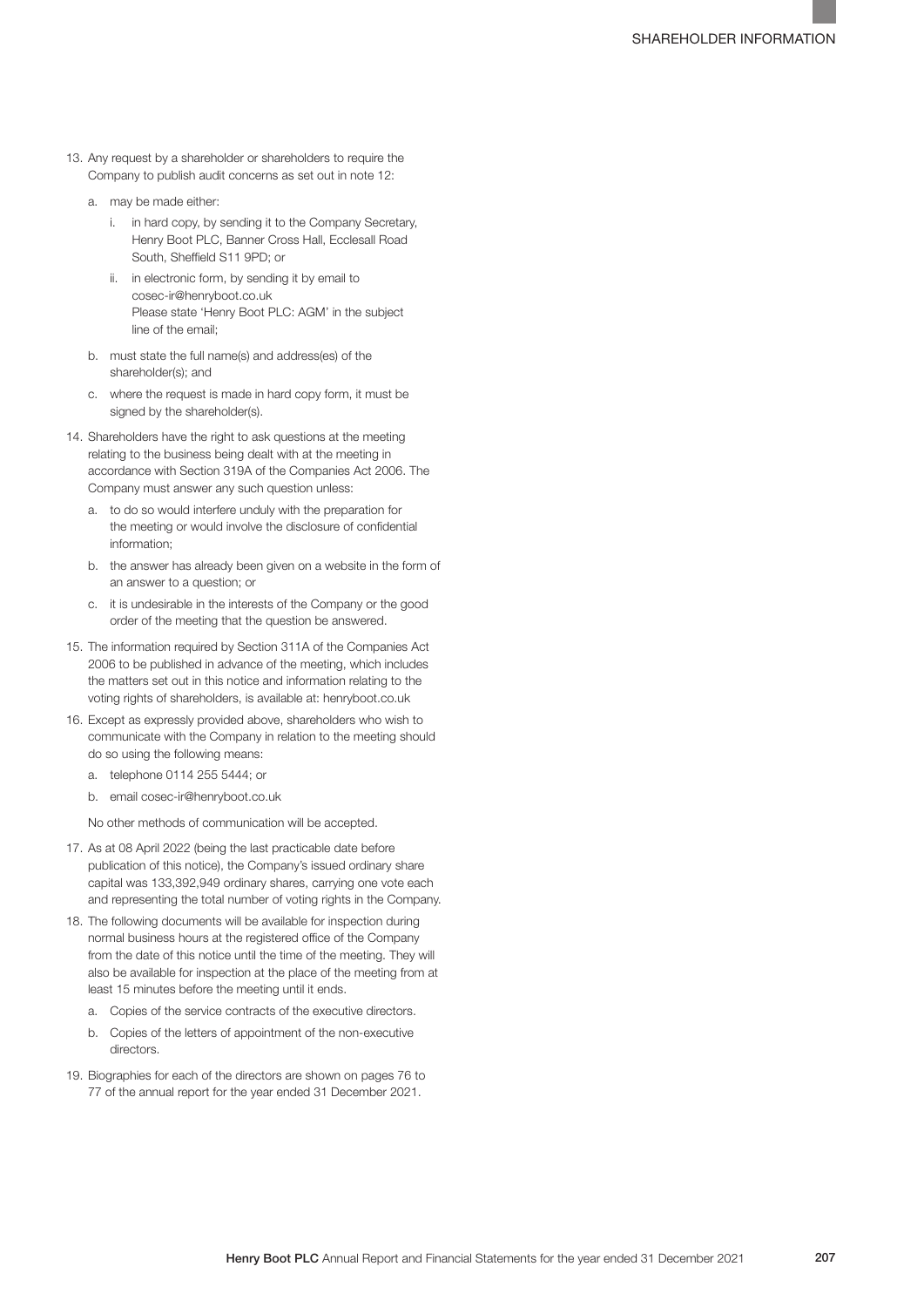13. Any request by a shareholder or shareholders to require the Company to publish audit concerns as set out in note 12:

    a. may be made either:

        i. in hard copy, by sending it to the Company Secretary, Henry Boot PLC, Banner Cross Hall, Ecclesall Road South, Sheffield S11 9PD; or

        ii. in electronic form, by sending it by email to cosec-ir@henryboot.co.uk
        Please state 'Henry Boot PLC: AGM' in the subject line of the email;

    b. must state the full name(s) and address(es) of the shareholder(s); and

    c. where the request is made in hard copy form, it must be signed by the shareholder(s).

14. Shareholders have the right to ask questions at the meeting relating to the business being dealt with at the meeting in accordance with Section 319A of the Companies Act 2006. The Company must answer any such question unless:

    a. to do so would interfere unduly with the preparation for the meeting or would involve the disclosure of confidential information;

    b. the answer has already been given on a website in the form of an answer to a question; or

    c. it is undesirable in the interests of the Company or the good order of the meeting that the question be answered.

15. The information required by Section 311A of the Companies Act 2006 to be published in advance of the meeting, which includes the matters set out in this notice and information relating to the voting rights of shareholders, is available at: henryboot.co.uk

16. Except as expressly provided above, shareholders who wish to communicate with the Company in relation to the meeting should do so using the following means:

    a. telephone 0114 255 5444; or

    b. email cosec-ir@henryboot.co.uk

    No other methods of communication will be accepted.

17. As at 08 April 2022 (being the last practicable date before publication of this notice), the Company's issued ordinary share capital was 133,392,949 ordinary shares, carrying one vote each and representing the total number of voting rights in the Company.

18. The following documents will be available for inspection during normal business hours at the registered office of the Company from the date of this notice until the time of the meeting. They will also be available for inspection at the place of the meeting from at least 15 minutes before the meeting until it ends.

    a. Copies of the service contracts of the executive directors.

    b. Copies of the letters of appointment of the non-executive directors.

19. Biographies for each of the directors are shown on pages 76 to 77 of the annual report for the year ended 31 December 2021.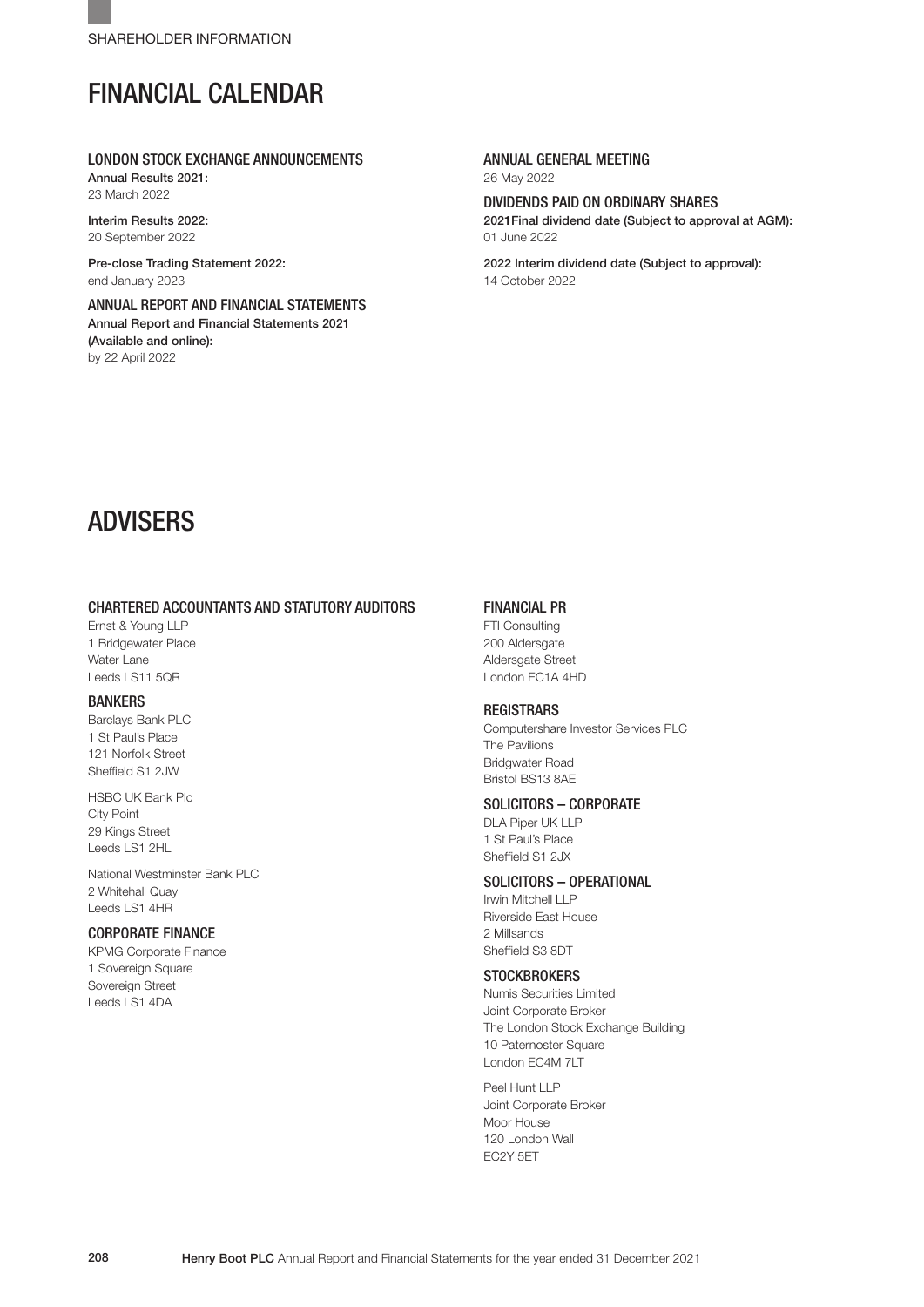SHAREHOLDER INFORMATION

# FINANCIAL CALENDAR

### LONDON STOCK EXCHANGE ANNOUNCEMENTS

**Annual Results 2021:**
23 March 2022

**Interim Results 2022:**
20 September 2022

**Pre-close Trading Statement 2022:**
end January 2023

### ANNUAL REPORT AND FINANCIAL STATEMENTS

**Annual Report and Financial Statements 2021 (Available and online):**
by 22 April 2022

### ANNUAL GENERAL MEETING

26 May 2022

### DIVIDENDS PAID ON ORDINARY SHARES

**2021 Final dividend date (Subject to approval at AGM):**
01 June 2022

**2022 Interim dividend date (Subject to approval):**
14 October 2022

# ADVISERS

### CHARTERED ACCOUNTANTS AND STATUTORY AUDITORS

Ernst & Young LLP
1 Bridgewater Place
Water Lane
Leeds LS11 5QR

### BANKERS

Barclays Bank PLC
1 St Paul's Place
121 Norfolk Street
Sheffield S1 2JW

HSBC UK Bank Plc
City Point
29 Kings Street
Leeds LS1 2HL

National Westminster Bank PLC
2 Whitehall Quay
Leeds LS1 4HR

### CORPORATE FINANCE

KPMG Corporate Finance
1 Sovereign Square
Sovereign Street
Leeds LS1 4DA

### FINANCIAL PR

FTI Consulting
200 Aldersgate
Aldersgate Street
London EC1A 4HD

### REGISTRARS

Computershare Investor Services PLC
The Pavilions
Bridgwater Road
Bristol BS13 8AE

### SOLICITORS – CORPORATE

DLA Piper UK LLP
1 St Paul's Place
Sheffield S1 2JX

### SOLICITORS – OPERATIONAL

Irwin Mitchell LLP
Riverside East House
2 Millsands
Sheffield S3 8DT

### STOCKBROKERS

Numis Securities Limited
Joint Corporate Broker
The London Stock Exchange Building
10 Paternoster Square
London EC4M 7LT

Peel Hunt LLP
Joint Corporate Broker
Moor House
120 London Wall
EC2Y 5ET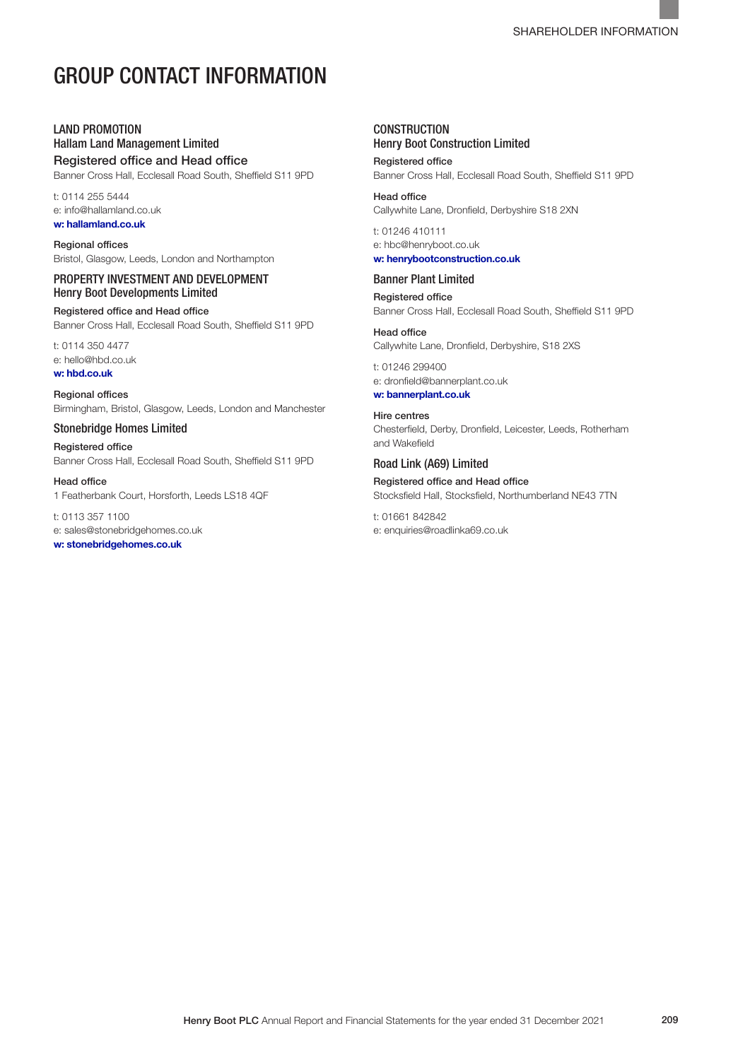# GROUP CONTACT INFORMATION

## LAND PROMOTION

### Hallam Land Management Limited

**Registered office and Head office**
Banner Cross Hall, Ecclesall Road South, Sheffield S11 9PD

t: 0114 255 5444
e: info@hallamland.co.uk
**w: hallamland.co.uk**

**Regional offices**
Bristol, Glasgow, Leeds, London and Northampton

## PROPERTY INVESTMENT AND DEVELOPMENT

### Henry Boot Developments Limited

**Registered office and Head office**
Banner Cross Hall, Ecclesall Road South, Sheffield S11 9PD

t: 0114 350 4477
e: hello@hbd.co.uk
**w: hbd.co.uk**

**Regional offices**
Birmingham, Bristol, Glasgow, Leeds, London and Manchester

### Stonebridge Homes Limited

**Registered office**
Banner Cross Hall, Ecclesall Road South, Sheffield S11 9PD

**Head office**
1 Featherbank Court, Horsforth, Leeds LS18 4QF

t: 0113 357 1100
e: sales@stonebridgehomes.co.uk
**w: stonebridgehomes.co.uk**

## CONSTRUCTION

### Henry Boot Construction Limited

**Registered office**
Banner Cross Hall, Ecclesall Road South, Sheffield S11 9PD

**Head office**
Callywhite Lane, Dronfield, Derbyshire S18 2XN

t: 01246 410111
e: hbc@henryboot.co.uk
**w: henrybootconstruction.co.uk**

### Banner Plant Limited

**Registered office**
Banner Cross Hall, Ecclesall Road South, Sheffield S11 9PD

**Head office**
Callywhite Lane, Dronfield, Derbyshire, S18 2XS

t: 01246 299400
e: dronfield@bannerplant.co.uk
**w: bannerplant.co.uk**

**Hire centres**
Chesterfield, Derby, Dronfield, Leicester, Leeds, Rotherham and Wakefield

### Road Link (A69) Limited

**Registered office and Head office**
Stocksfield Hall, Stocksfield, Northumberland NE43 7TN

t: 01661 842842
e: enquiries@roadlinka69.co.uk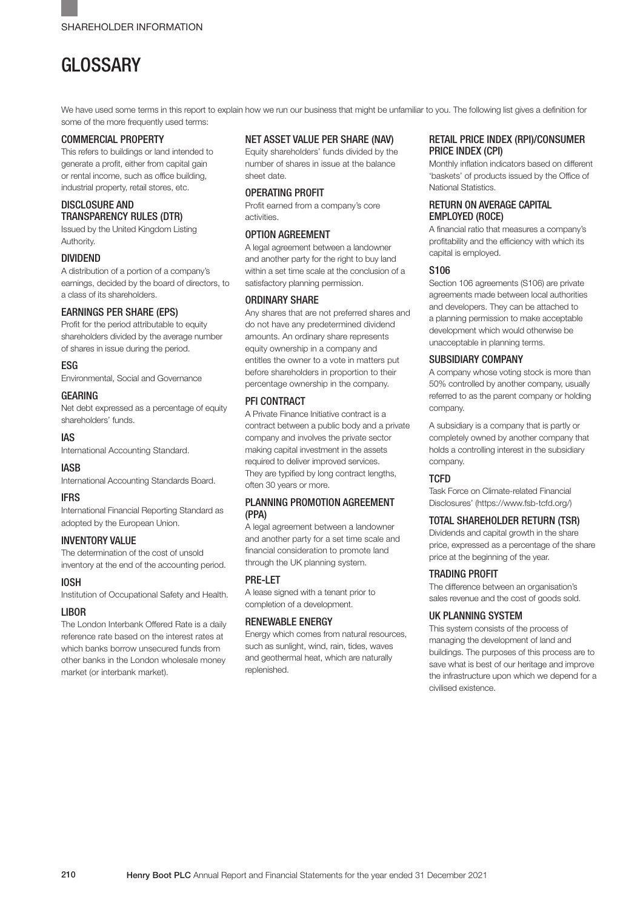# GLOSSARY

We have used some terms in this report to explain how we run our business that might be unfamiliar to you. The following list gives a definition for some of the more frequently used terms:

### COMMERCIAL PROPERTY

This refers to buildings or land intended to generate a profit, either from capital gain or rental income, such as office building, industrial property, retail stores, etc.

### DISCLOSURE AND TRANSPARENCY RULES (DTR)

Issued by the United Kingdom Listing Authority.

### DIVIDEND

A distribution of a portion of a company's earnings, decided by the board of directors, to a class of its shareholders.

### EARNINGS PER SHARE (EPS)

Profit for the period attributable to equity shareholders divided by the average number of shares in issue during the period.

### ESG

Environmental, Social and Governance

### GEARING

Net debt expressed as a percentage of equity shareholders' funds.

### IAS

International Accounting Standard.

### IASB

International Accounting Standards Board.

### IFRS

International Financial Reporting Standard as adopted by the European Union.

### INVENTORY VALUE

The determination of the cost of unsold inventory at the end of the accounting period.

### IOSH

Institution of Occupational Safety and Health.

### LIBOR

The London Interbank Offered Rate is a daily reference rate based on the interest rates at which banks borrow unsecured funds from other banks in the London wholesale money market (or interbank market).

### NET ASSET VALUE PER SHARE (NAV)

Equity shareholders' funds divided by the number of shares in issue at the balance sheet date.

### OPERATING PROFIT

Profit earned from a company's core activities.

### OPTION AGREEMENT

A legal agreement between a landowner and another party for the right to buy land within a set time scale at the conclusion of a satisfactory planning permission.

### ORDINARY SHARE

Any shares that are not preferred shares and do not have any predetermined dividend amounts. An ordinary share represents equity ownership in a company and entitles the owner to a vote in matters put before shareholders in proportion to their percentage ownership in the company.

### PFI CONTRACT

A Private Finance Initiative contract is a contract between a public body and a private company and involves the private sector making capital investment in the assets required to deliver improved services. They are typified by long contract lengths, often 30 years or more.

### PLANNING PROMOTION AGREEMENT (PPA)

A legal agreement between a landowner and another party for a set time scale and financial consideration to promote land through the UK planning system.

### PRE-LET

A lease signed with a tenant prior to completion of a development.

### RENEWABLE ENERGY

Energy which comes from natural resources, such as sunlight, wind, rain, tides, waves and geothermal heat, which are naturally replenished.

### RETAIL PRICE INDEX (RPI)/CONSUMER PRICE INDEX (CPI)

Monthly inflation indicators based on different 'baskets' of products issued by the Office of National Statistics.

### RETURN ON AVERAGE CAPITAL EMPLOYED (ROCE)

A financial ratio that measures a company's profitability and the efficiency with which its capital is employed.

### S106

Section 106 agreements (S106) are private agreements made between local authorities and developers. They can be attached to a planning permission to make acceptable development which would otherwise be unacceptable in planning terms.

### SUBSIDIARY COMPANY

A company whose voting stock is more than 50% controlled by another company, usually referred to as the parent company or holding company.

A subsidiary is a company that is partly or completely owned by another company that holds a controlling interest in the subsidiary company.

### TCFD

Task Force on Climate-related Financial Disclosures' (https://www.fsb-tcfd.org/)

### TOTAL SHAREHOLDER RETURN (TSR)

Dividends and capital growth in the share price, expressed as a percentage of the share price at the beginning of the year.

### TRADING PROFIT

The difference between an organisation's sales revenue and the cost of goods sold.

### UK PLANNING SYSTEM

This system consists of the process of managing the development of land and buildings. The purposes of this process are to save what is best of our heritage and improve the infrastructure upon which we depend for a civilised existence.